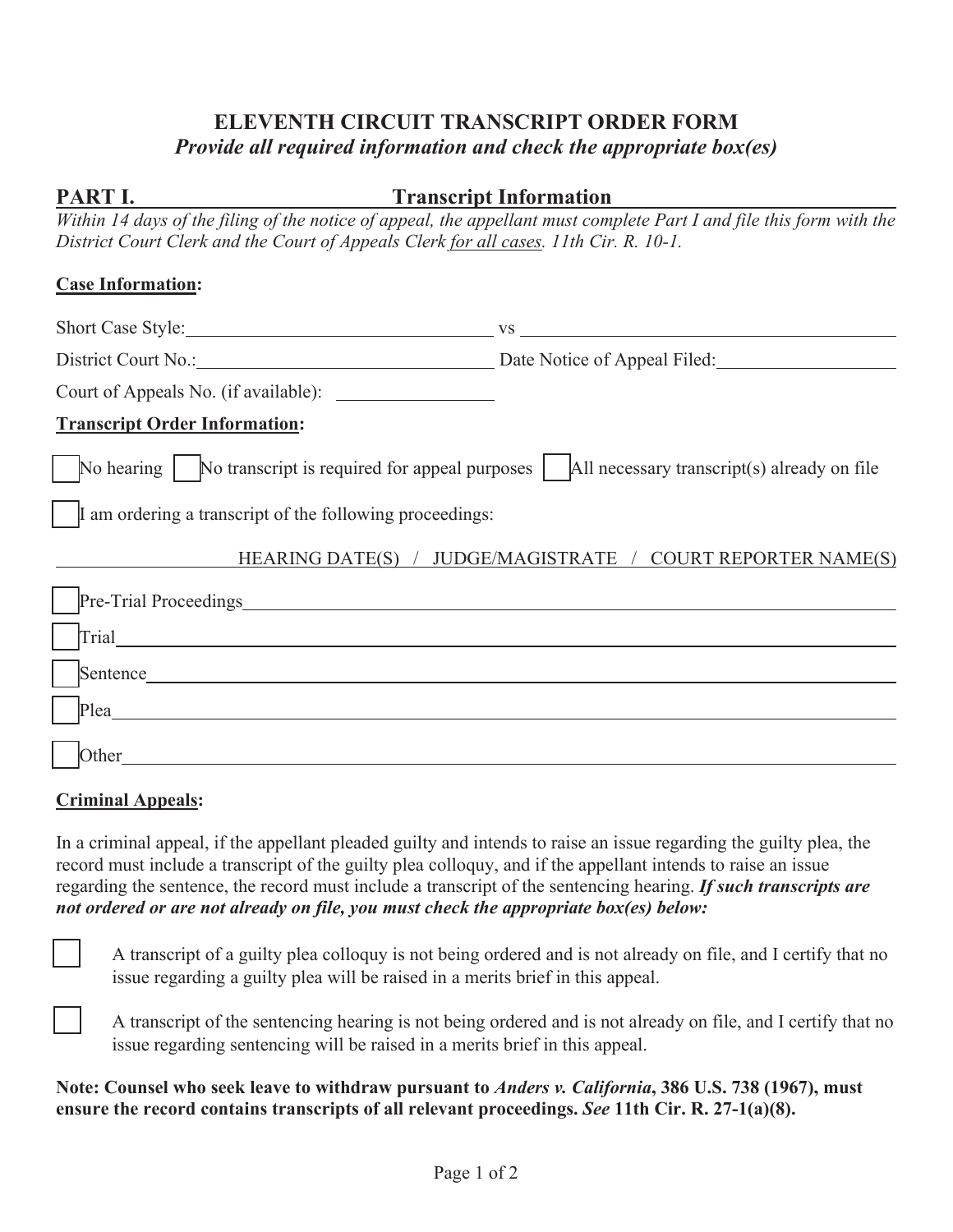# ELEVENTH CIRCUIT TRANSCRIPT ORDER FORM

***Provide all required information and check the appropriate box(es)***

## PART I. Transcript Information

*Within 14 days of the filing of the notice of appeal, the appellant must complete Part I and file this form with the District Court Clerk and the Court of Appeals Clerk for all cases. 11th Cir. R. 10-1.*

**Case Information:**

Short Case Style: ______________________ vs ______________________

District Court No.: ______________________ Date Notice of Appeal Filed: ______________________

Court of Appeals No. (if available): ______________________

**Transcript Order Information:**

☐ No hearing ☐ No transcript is required for appeal purposes ☐ All necessary transcript(s) already on file

☐ I am ordering a transcript of the following proceedings:

HEARING DATE(S) / JUDGE/MAGISTRATE / COURT REPORTER NAME(S)

☐ Pre-Trial Proceedings ______________________

☐ Trial ______________________

☐ Sentence ______________________

☐ Plea ______________________

☐ Other ______________________

**Criminal Appeals:**

In a criminal appeal, if the appellant pleaded guilty and intends to raise an issue regarding the guilty plea, the record must include a transcript of the guilty plea colloquy, and if the appellant intends to raise an issue regarding the sentence, the record must include a transcript of the sentencing hearing. ***If such transcripts are not ordered or are not already on file, you must check the appropriate box(es) below:***

☐ A transcript of a guilty plea colloquy is not being ordered and is not already on file, and I certify that no issue regarding a guilty plea will be raised in a merits brief in this appeal.

☐ A transcript of the sentencing hearing is not being ordered and is not already on file, and I certify that no issue regarding sentencing will be raised in a merits brief in this appeal.

**Note: Counsel who seek leave to withdraw pursuant to *Anders v. California*, 386 U.S. 738 (1967), must ensure the record contains transcripts of all relevant proceedings. *See* 11th Cir. R. 27-1(a)(8).**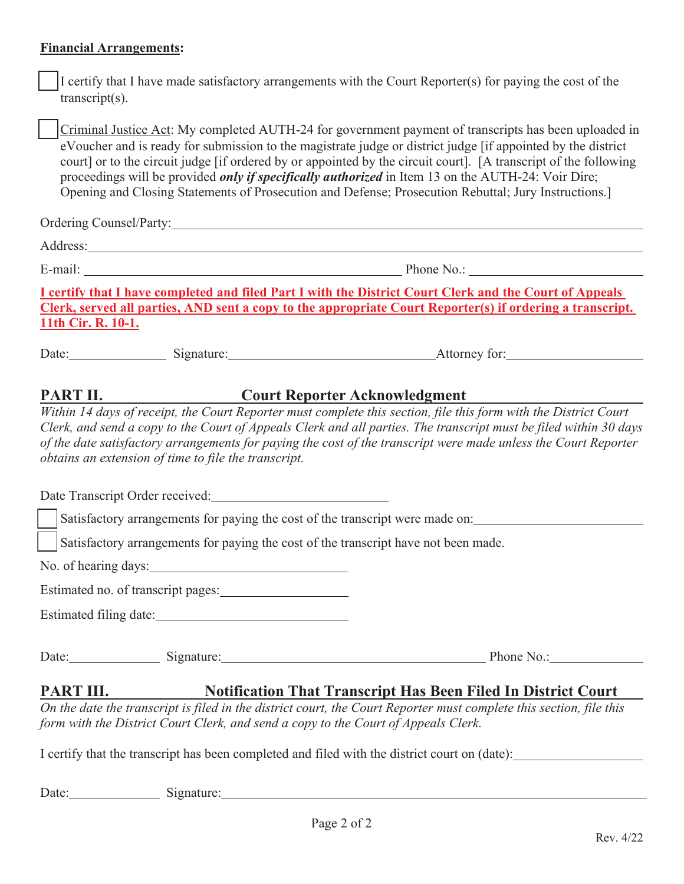**Financial Arrangements:**

☐ I certify that I have made satisfactory arrangements with the Court Reporter(s) for paying the cost of the transcript(s).

☐ Criminal Justice Act: My completed AUTH-24 for government payment of transcripts has been uploaded in eVoucher and is ready for submission to the magistrate judge or district judge [if appointed by the district court] or to the circuit judge [if ordered by or appointed by the circuit court]. [A transcript of the following proceedings will be provided ***only if specifically authorized*** in Item 13 on the AUTH-24: Voir Dire; Opening and Closing Statements of Prosecution and Defense; Prosecution Rebuttal; Jury Instructions.]

Ordering Counsel/Party: ______________________________

Address: ______________________________

E-mail: ______________________________ Phone No.: ______________________________

**I certify that I have completed and filed Part I with the District Court Clerk and the Court of Appeals Clerk, served all parties, AND sent a copy to the appropriate Court Reporter(s) if ordering a transcript. 11th Cir. R. 10-1.**

Date: ______________ Signature: ______________________________ Attorney for: ______________________________

## PART II. Court Reporter Acknowledgment

*Within 14 days of receipt, the Court Reporter must complete this section, file this form with the District Court Clerk, and send a copy to the Court of Appeals Clerk and all parties. The transcript must be filed within 30 days of the date satisfactory arrangements for paying the cost of the transcript were made unless the Court Reporter obtains an extension of time to file the transcript.*

Date Transcript Order received: ______________________________

☐ Satisfactory arrangements for paying the cost of the transcript were made on: ______________________________

☐ Satisfactory arrangements for paying the cost of the transcript have not been made.

No. of hearing days: ______________________________

Estimated no. of transcript pages: ______________________________

Estimated filing date: ______________________________

Date: ______________ Signature: ______________________________ Phone No.: ______________

## PART III. Notification That Transcript Has Been Filed In District Court

*On the date the transcript is filed in the district court, the Court Reporter must complete this section, file this form with the District Court Clerk, and send a copy to the Court of Appeals Clerk.*

I certify that the transcript has been completed and filed with the district court on (date): ______________________________

Date: ______________ Signature: ______________________________

Rev. 4/22